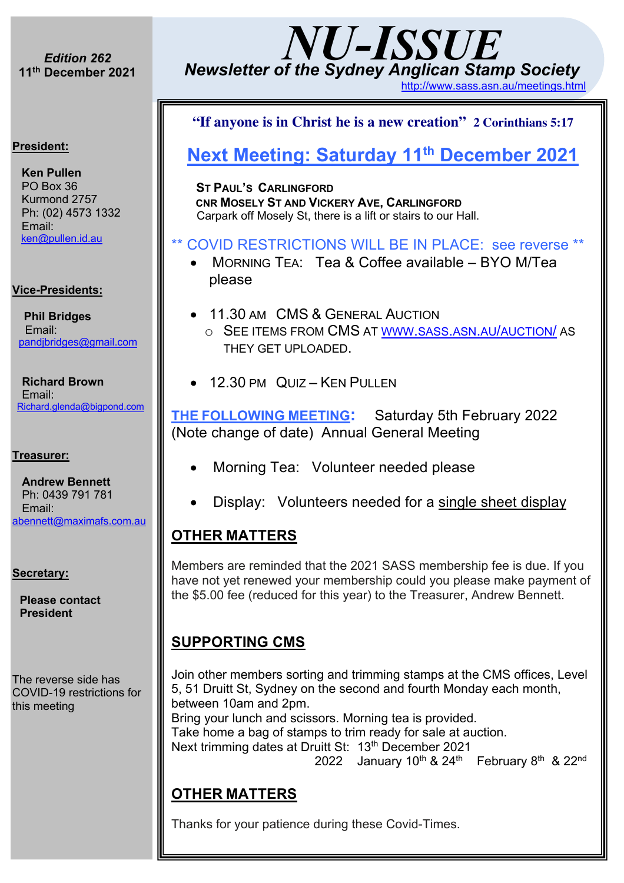# NU-ISSUE

## Newsletter of the Sydney Anglican Stamp Society

http://www.sass.asn.au/meetings.html

*Edition 262*
**11th December 2021**

**President:**

**Ken Pullen**
PO Box 36
Kurmond 2757
Ph: (02) 4573 1332
Email:
ken@pullen.id.au

**Vice-Presidents:**

**Phil Bridges**
Email:
pandjbridges@gmail.com

**Richard Brown**
Email:
Richard.glenda@bigpond.com

**Treasurer:**

**Andrew Bennett**
Ph: 0439 791 781
Email:
abennett@maximafs.com.au

**Secretary:**

**Please contact President**

The reverse side has COVID-19 restrictions for this meeting

---

**"If anyone is in Christ he is a new creation" 2 Corinthians 5:17**

## Next Meeting: Saturday 11th December 2021

**ST PAUL'S CARLINGFORD**
**CNR MOSELY ST AND VICKERY AVE, CARLINGFORD**
Carpark off Mosely St, there is a lift or stairs to our Hall.

** COVID RESTRICTIONS WILL BE IN PLACE: see reverse **

- MORNING TEA: Tea & Coffee available – BYO M/Tea please
- 11.30 AM CMS & GENERAL AUCTION
  - SEE ITEMS FROM CMS AT WWW.SASS.ASN.AU/AUCTION/ AS THEY GET UPLOADED.
- 12.30 PM QUIZ – KEN PULLEN

**THE FOLLOWING MEETING:** Saturday 5th February 2022 (Note change of date) Annual General Meeting

- Morning Tea: Volunteer needed please
- Display: Volunteers needed for a single sheet display

## OTHER MATTERS

Members are reminded that the 2021 SASS membership fee is due. If you have not yet renewed your membership could you please make payment of the $5.00 fee (reduced for this year) to the Treasurer, Andrew Bennett.

## SUPPORTING CMS

Join other members sorting and trimming stamps at the CMS offices, Level 5, 51 Druitt St, Sydney on the second and fourth Monday each month, between 10am and 2pm.
Bring your lunch and scissors. Morning tea is provided.
Take home a bag of stamps to trim ready for sale at auction.
Next trimming dates at Druitt St: 13th December 2021
2022 January 10th & 24th February 8th & 22nd

## OTHER MATTERS

Thanks for your patience during these Covid-Times.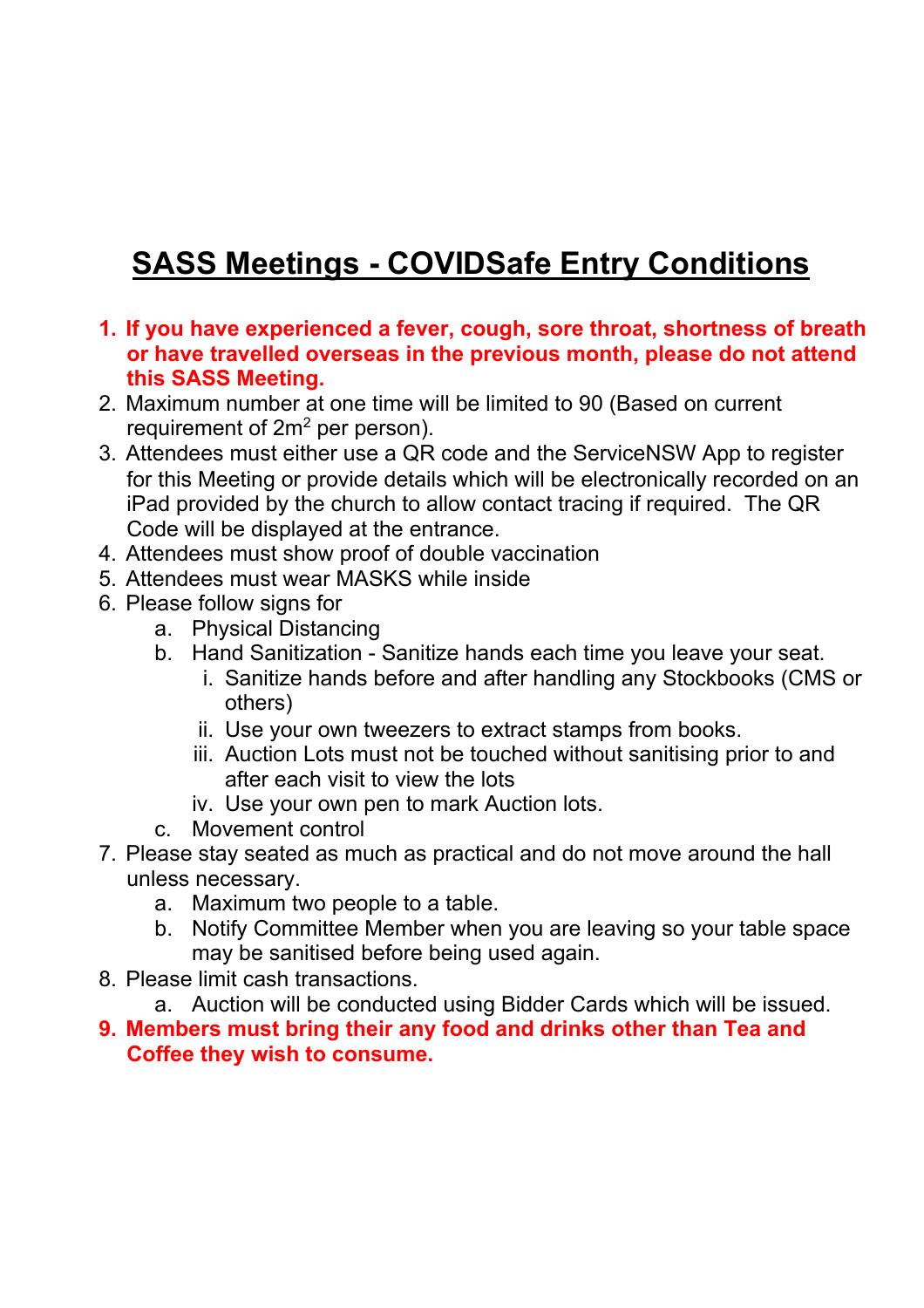# SASS Meetings - COVIDSafe Entry Conditions

1. **If you have experienced a fever, cough, sore throat, shortness of breath or have travelled overseas in the previous month, please do not attend this SASS Meeting.**
2. Maximum number at one time will be limited to 90 (Based on current requirement of $2m^2$ per person).
3. Attendees must either use a QR code and the ServiceNSW App to register for this Meeting or provide details which will be electronically recorded on an iPad provided by the church to allow contact tracing if required. The QR Code will be displayed at the entrance.
4. Attendees must show proof of double vaccination
5. Attendees must wear MASKS while inside
6. Please follow signs for
    a. Physical Distancing
    b. Hand Sanitization - Sanitize hands each time you leave your seat.
        i. Sanitize hands before and after handling any Stockbooks (CMS or others)
        ii. Use your own tweezers to extract stamps from books.
        iii. Auction Lots must not be touched without sanitising prior to and after each visit to view the lots
        iv. Use your own pen to mark Auction lots.
    c. Movement control
7. Please stay seated as much as practical and do not move around the hall unless necessary.
    a. Maximum two people to a table.
    b. Notify Committee Member when you are leaving so your table space may be sanitised before being used again.
8. Please limit cash transactions.
    a. Auction will be conducted using Bidder Cards which will be issued.
9. **Members must bring their any food and drinks other than Tea and Coffee they wish to consume.**